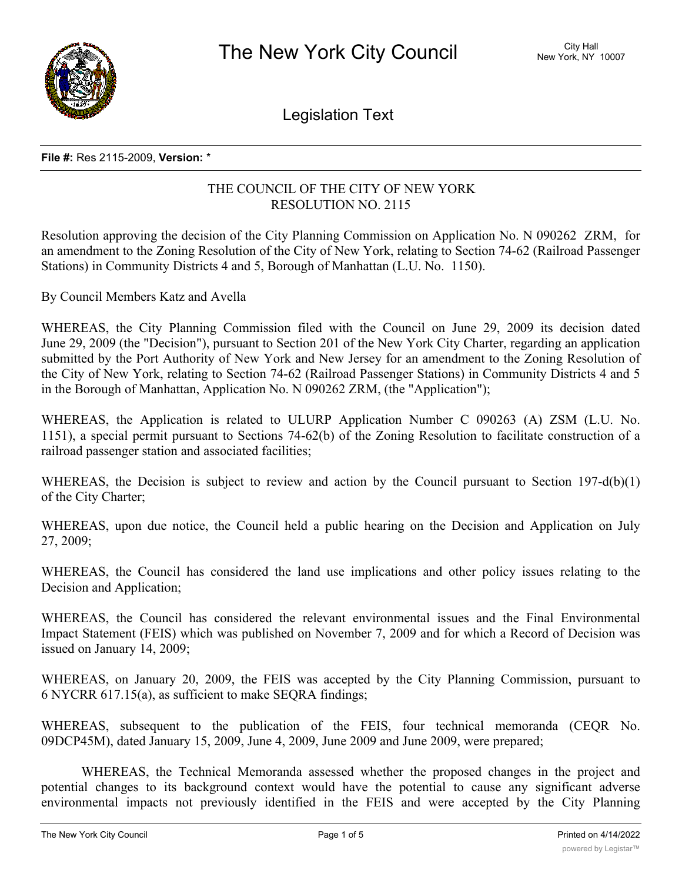# The New York City Council

City Hall
New York, NY 10007

## Legislation Text

**File #:** Res 2115-2009, **Version:** *

THE COUNCIL OF THE CITY OF NEW YORK
RESOLUTION NO. 2115

Resolution approving the decision of the City Planning Commission on Application No. N 090262 ZRM, for an amendment to the Zoning Resolution of the City of New York, relating to Section 74-62 (Railroad Passenger Stations) in Community Districts 4 and 5, Borough of Manhattan (L.U. No. 1150).

By Council Members Katz and Avella

WHEREAS, the City Planning Commission filed with the Council on June 29, 2009 its decision dated June 29, 2009 (the "Decision"), pursuant to Section 201 of the New York City Charter, regarding an application submitted by the Port Authority of New York and New Jersey for an amendment to the Zoning Resolution of the City of New York, relating to Section 74-62 (Railroad Passenger Stations) in Community Districts 4 and 5 in the Borough of Manhattan, Application No. N 090262 ZRM, (the "Application");

WHEREAS, the Application is related to ULURP Application Number C 090263 (A) ZSM (L.U. No. 1151), a special permit pursuant to Sections 74-62(b) of the Zoning Resolution to facilitate construction of a railroad passenger station and associated facilities;

WHEREAS, the Decision is subject to review and action by the Council pursuant to Section 197-d(b)(1) of the City Charter;

WHEREAS, upon due notice, the Council held a public hearing on the Decision and Application on July 27, 2009;

WHEREAS, the Council has considered the land use implications and other policy issues relating to the Decision and Application;

WHEREAS, the Council has considered the relevant environmental issues and the Final Environmental Impact Statement (FEIS) which was published on November 7, 2009 and for which a Record of Decision was issued on January 14, 2009;

WHEREAS, on January 20, 2009, the FEIS was accepted by the City Planning Commission, pursuant to 6 NYCRR 617.15(a), as sufficient to make SEQRA findings;

WHEREAS, subsequent to the publication of the FEIS, four technical memoranda (CEQR No. 09DCP45M), dated January 15, 2009, June 4, 2009, June 2009 and June 2009, were prepared;

WHEREAS, the Technical Memoranda assessed whether the proposed changes in the project and potential changes to its background context would have the potential to cause any significant adverse environmental impacts not previously identified in the FEIS and were accepted by the City Planning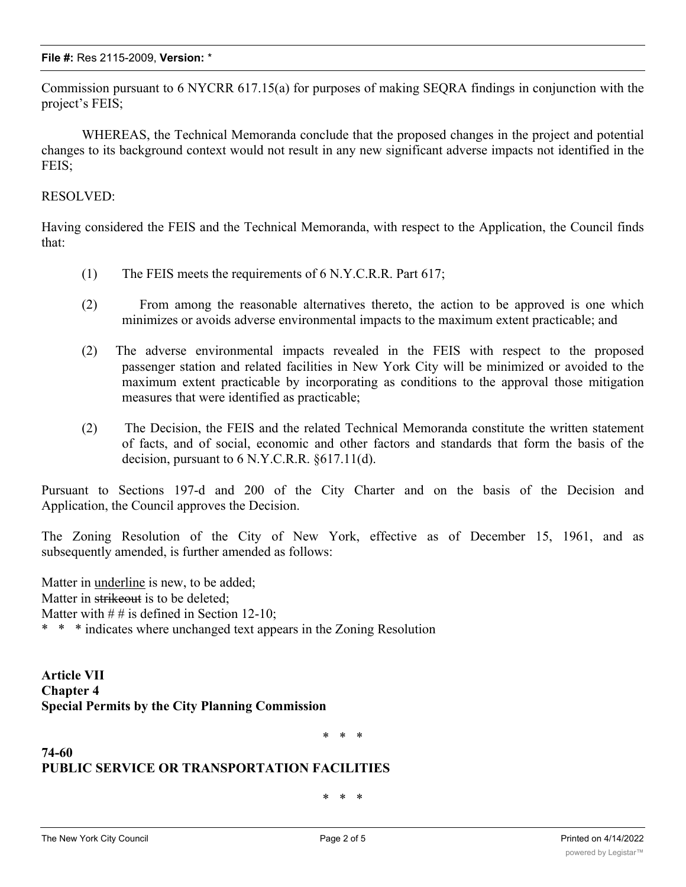Commission pursuant to 6 NYCRR 617.15(a) for purposes of making SEQRA findings in conjunction with the project's FEIS;

WHEREAS, the Technical Memoranda conclude that the proposed changes in the project and potential changes to its background context would not result in any new significant adverse impacts not identified in the FEIS;

RESOLVED:

Having considered the FEIS and the Technical Memoranda, with respect to the Application, the Council finds that:

(1) The FEIS meets the requirements of 6 N.Y.C.R.R. Part 617;

(2) From among the reasonable alternatives thereto, the action to be approved is one which minimizes or avoids adverse environmental impacts to the maximum extent practicable; and

(2) The adverse environmental impacts revealed in the FEIS with respect to the proposed passenger station and related facilities in New York City will be minimized or avoided to the maximum extent practicable by incorporating as conditions to the approval those mitigation measures that were identified as practicable;

(2) The Decision, the FEIS and the related Technical Memoranda constitute the written statement of facts, and of social, economic and other factors and standards that form the basis of the decision, pursuant to 6 N.Y.C.R.R. §617.11(d).

Pursuant to Sections 197-d and 200 of the City Charter and on the basis of the Decision and Application, the Council approves the Decision.

The Zoning Resolution of the City of New York, effective as of December 15, 1961, and as subsequently amended, is further amended as follows:

Matter in <u>underline</u> is new, to be added;
Matter in ~~strikeout~~ is to be deleted;
Matter with # # is defined in Section 12-10;
\* \* \* indicates where unchanged text appears in the Zoning Resolution

**Article VII**
**Chapter 4**
**Special Permits by the City Planning Commission**

\* \* \*

**74-60**
**PUBLIC SERVICE OR TRANSPORTATION FACILITIES**

\* \* \*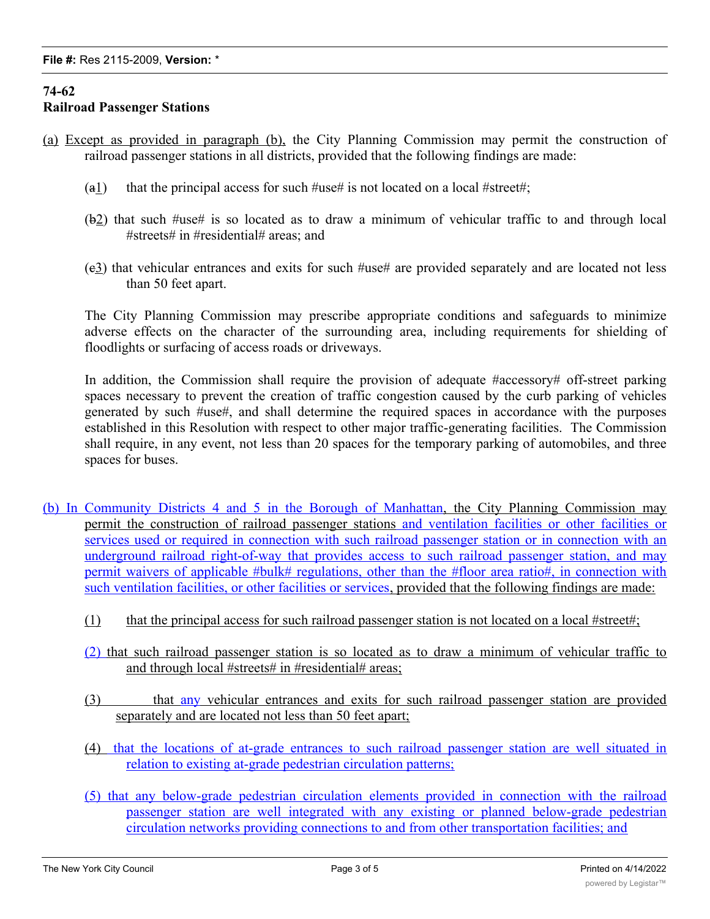**74-62**
**Railroad Passenger Stations**

(a) Except as provided in paragraph (b), the City Planning Commission may permit the construction of railroad passenger stations in all districts, provided that the following findings are made:

(a1) that the principal access for such #use# is not located on a local #street#;

(b2) that such #use# is so located as to draw a minimum of vehicular traffic to and through local #streets# in #residential# areas; and

(c3) that vehicular entrances and exits for such #use# are provided separately and are located not less than 50 feet apart.

The City Planning Commission may prescribe appropriate conditions and safeguards to minimize adverse effects on the character of the surrounding area, including requirements for shielding of floodlights or surfacing of access roads or driveways.

In addition, the Commission shall require the provision of adequate #accessory# off-street parking spaces necessary to prevent the creation of traffic congestion caused by the curb parking of vehicles generated by such #use#, and shall determine the required spaces in accordance with the purposes established in this Resolution with respect to other major traffic-generating facilities. The Commission shall require, in any event, not less than 20 spaces for the temporary parking of automobiles, and three spaces for buses.

(b) In Community Districts 4 and 5 in the Borough of Manhattan, the City Planning Commission may permit the construction of railroad passenger stations and ventilation facilities or other facilities or services used or required in connection with such railroad passenger station or in connection with an underground railroad right-of-way that provides access to such railroad passenger station, and may permit waivers of applicable #bulk# regulations, other than the #floor area ratio#, in connection with such ventilation facilities, or other facilities or services, provided that the following findings are made:

(1) that the principal access for such railroad passenger station is not located on a local #street#;

(2) that such railroad passenger station is so located as to draw a minimum of vehicular traffic to and through local #streets# in #residential# areas;

(3) that any vehicular entrances and exits for such railroad passenger station are provided separately and are located not less than 50 feet apart;

(4) that the locations of at-grade entrances to such railroad passenger station are well situated in relation to existing at-grade pedestrian circulation patterns;

(5) that any below-grade pedestrian circulation elements provided in connection with the railroad passenger station are well integrated with any existing or planned below-grade pedestrian circulation networks providing connections to and from other transportation facilities; and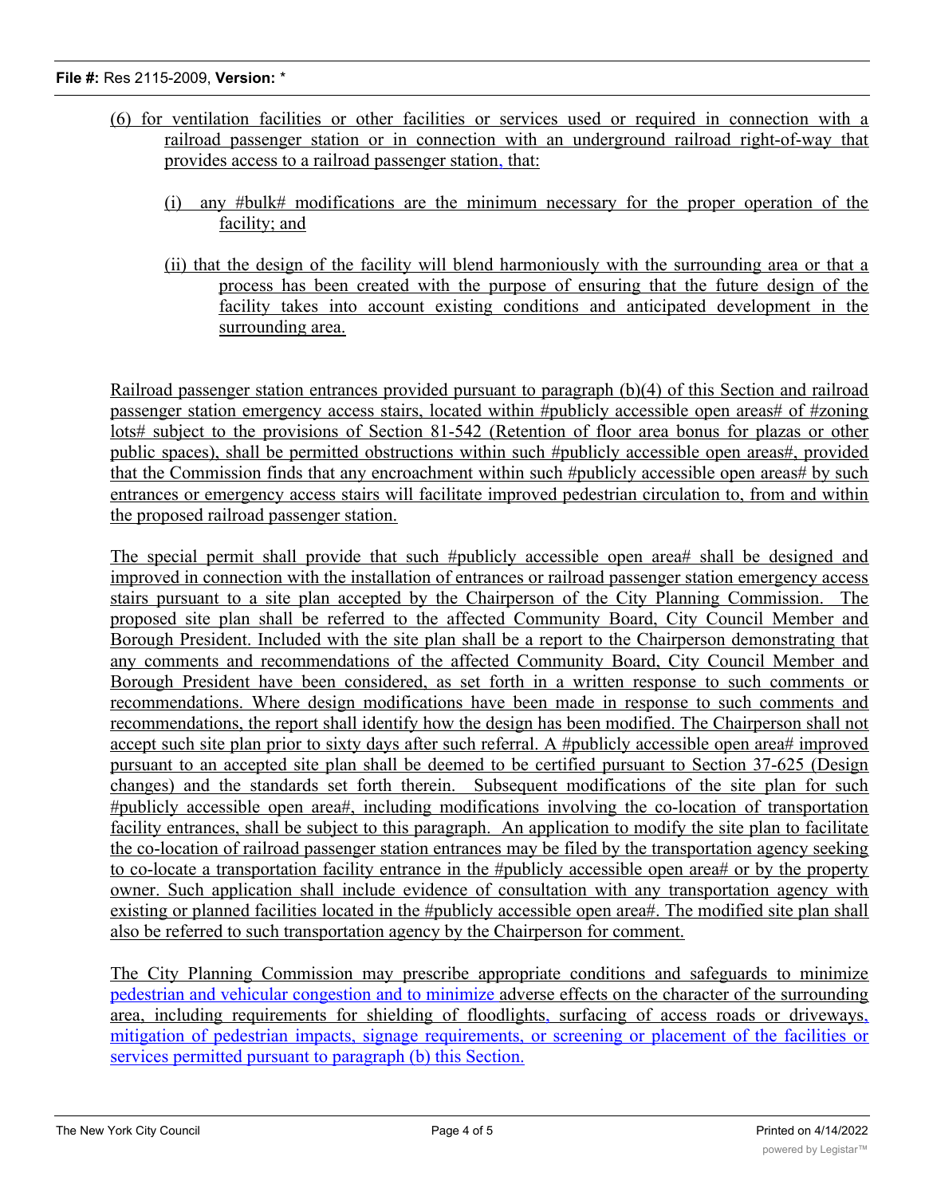(6) for ventilation facilities or other facilities or services used or required in connection with a railroad passenger station or in connection with an underground railroad right-of-way that provides access to a railroad passenger station, that:

(i) any #bulk# modifications are the minimum necessary for the proper operation of the facility; and

(ii) that the design of the facility will blend harmoniously with the surrounding area or that a process has been created with the purpose of ensuring that the future design of the facility takes into account existing conditions and anticipated development in the surrounding area.

Railroad passenger station entrances provided pursuant to paragraph (b)(4) of this Section and railroad passenger station emergency access stairs, located within #publicly accessible open areas# of #zoning lots# subject to the provisions of Section 81-542 (Retention of floor area bonus for plazas or other public spaces), shall be permitted obstructions within such #publicly accessible open areas#, provided that the Commission finds that any encroachment within such #publicly accessible open areas# by such entrances or emergency access stairs will facilitate improved pedestrian circulation to, from and within the proposed railroad passenger station.

The special permit shall provide that such #publicly accessible open area# shall be designed and improved in connection with the installation of entrances or railroad passenger station emergency access stairs pursuant to a site plan accepted by the Chairperson of the City Planning Commission. The proposed site plan shall be referred to the affected Community Board, City Council Member and Borough President. Included with the site plan shall be a report to the Chairperson demonstrating that any comments and recommendations of the affected Community Board, City Council Member and Borough President have been considered, as set forth in a written response to such comments or recommendations. Where design modifications have been made in response to such comments and recommendations, the report shall identify how the design has been modified. The Chairperson shall not accept such site plan prior to sixty days after such referral. A #publicly accessible open area# improved pursuant to an accepted site plan shall be deemed to be certified pursuant to Section 37-625 (Design changes) and the standards set forth therein. Subsequent modifications of the site plan for such #publicly accessible open area#, including modifications involving the co-location of transportation facility entrances, shall be subject to this paragraph. An application to modify the site plan to facilitate the co-location of railroad passenger station entrances may be filed by the transportation agency seeking to co-locate a transportation facility entrance in the #publicly accessible open area# or by the property owner. Such application shall include evidence of consultation with any transportation agency with existing or planned facilities located in the #publicly accessible open area#. The modified site plan shall also be referred to such transportation agency by the Chairperson for comment.

The City Planning Commission may prescribe appropriate conditions and safeguards to minimize pedestrian and vehicular congestion and to minimize adverse effects on the character of the surrounding area, including requirements for shielding of floodlights, surfacing of access roads or driveways, mitigation of pedestrian impacts, signage requirements, or screening or placement of the facilities or services permitted pursuant to paragraph (b) this Section.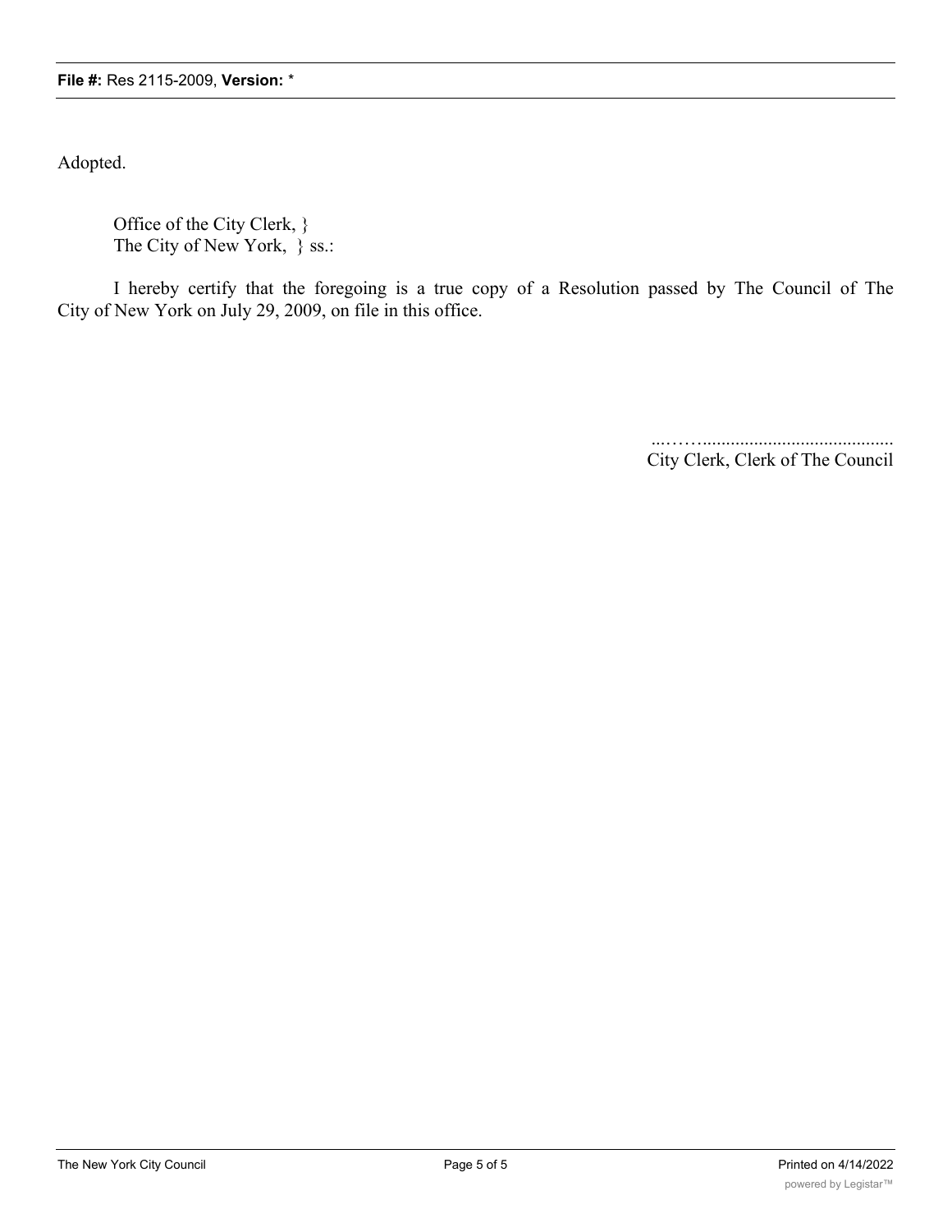Adopted.

Office of the City Clerk, }
The City of New York, } ss.:

I hereby certify that the foregoing is a true copy of a Resolution passed by The Council of The City of New York on July 29, 2009, on file in this office.

..……..........................................
City Clerk, Clerk of The Council